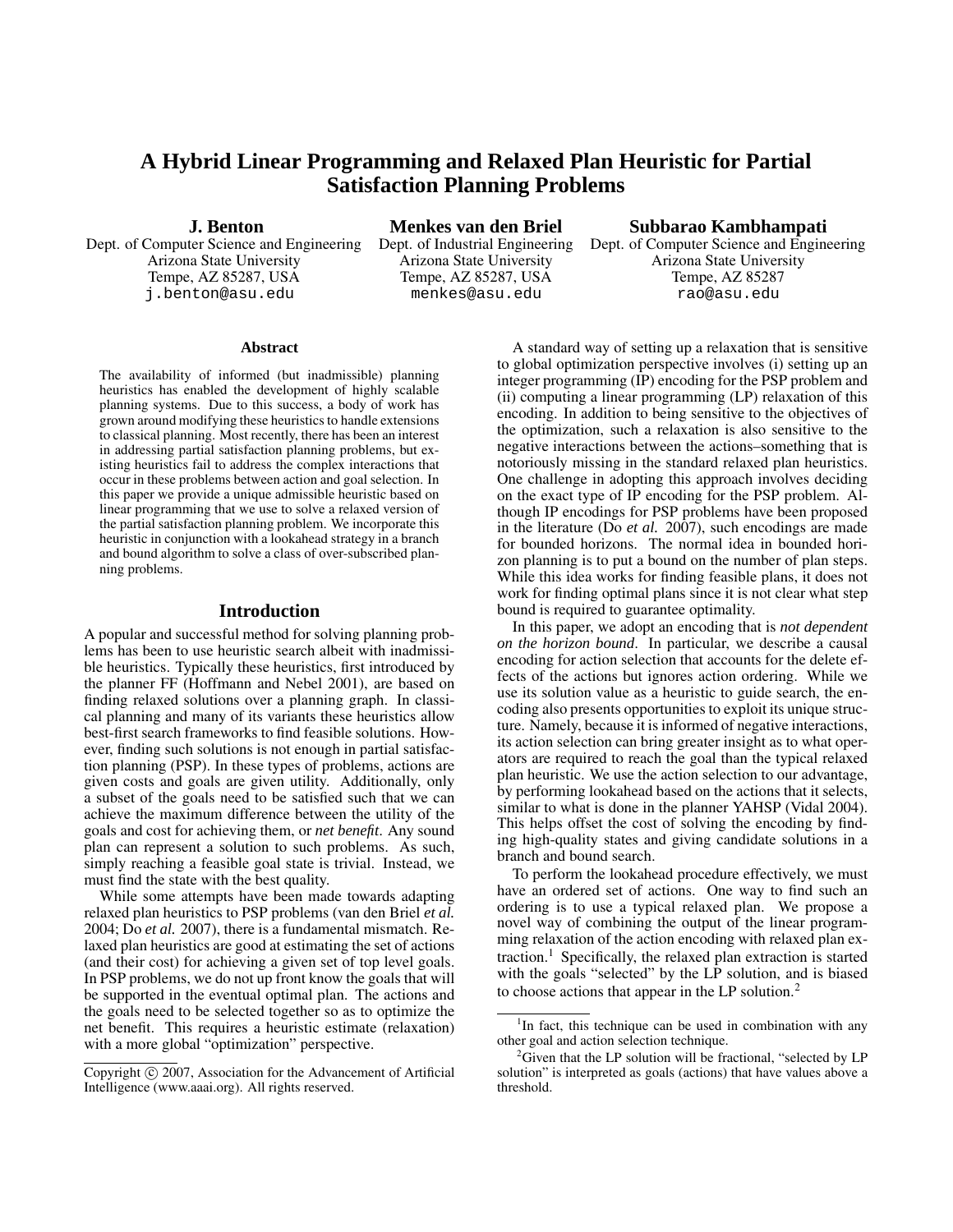# A Hybrid Linear Programming and Relaxed Plan Heuristic for Partial Satisfaction Planning Problems

**J. Benton**
Dept. of Computer Science and Engineering
Arizona State University
Tempe, AZ 85287, USA
j.benton@asu.edu

**Menkes van den Briel**
Dept. of Industrial Engineering
Arizona State University
Tempe, AZ 85287, USA
menkes@asu.edu

**Subbarao Kambhampati**
Dept. of Computer Science and Engineering
Arizona State University
Tempe, AZ 85287
rao@asu.edu

### Abstract

The availability of informed (but inadmissible) planning heuristics has enabled the development of highly scalable planning systems. Due to this success, a body of work has grown around modifying these heuristics to handle extensions to classical planning. Most recently, there has been an interest in addressing partial satisfaction planning problems, but existing heuristics fail to address the complex interactions that occur in these problems between action and goal selection. In this paper we provide a unique admissible heuristic based on linear programming that we use to solve a relaxed version of the partial satisfaction planning problem. We incorporate this heuristic in conjunction with a lookahead strategy in a branch and bound algorithm to solve a class of over-subscribed planning problems.

## Introduction

A popular and successful method for solving planning problems has been to use heuristic search albeit with inadmissible heuristics. Typically these heuristics, first introduced by the planner FF (Hoffmann and Nebel 2001), are based on finding relaxed solutions over a planning graph. In classical planning and many of its variants these heuristics allow best-first search frameworks to find feasible solutions. However, finding such solutions is not enough in partial satisfaction planning (PSP). In these types of problems, actions are given costs and goals are given utility. Additionally, only a subset of the goals need to be satisfied such that we can achieve the maximum difference between the utility of the goals and cost for achieving them, or *net benefit*. Any sound plan can represent a solution to such problems. As such, simply reaching a feasible goal state is trivial. Instead, we must find the state with the best quality.

While some attempts have been made towards adapting relaxed plan heuristics to PSP problems (van den Briel *et al.* 2004; Do *et al.* 2007), there is a fundamental mismatch. Relaxed plan heuristics are good at estimating the set of actions (and their cost) for achieving a given set of top level goals. In PSP problems, we do not up front know the goals that will be supported in the eventual optimal plan. The actions and the goals need to be selected together so as to optimize the net benefit. This requires a heuristic estimate (relaxation) with a more global "optimization" perspective.

A standard way of setting up a relaxation that is sensitive to global optimization perspective involves (i) setting up an integer programming (IP) encoding for the PSP problem and (ii) computing a linear programming (LP) relaxation of this encoding. In addition to being sensitive to the objectives of the optimization, such a relaxation is also sensitive to the negative interactions between the actions–something that is notoriously missing in the standard relaxed plan heuristics. One challenge in adopting this approach involves deciding on the exact type of IP encoding for the PSP problem. Although IP encodings for PSP problems have been proposed in the literature (Do *et al.* 2007), such encodings are made for bounded horizons. The normal idea in bounded horizon planning is to put a bound on the number of plan steps. While this idea works for finding feasible plans, it does not work for finding optimal plans since it is not clear what step bound is required to guarantee optimality.

In this paper, we adopt an encoding that is *not dependent on the horizon bound*. In particular, we describe a causal encoding for action selection that accounts for the delete effects of the actions but ignores action ordering. While we use its solution value as a heuristic to guide search, the encoding also presents opportunities to exploit its unique structure. Namely, because it is informed of negative interactions, its action selection can bring greater insight as to what operators are required to reach the goal than the typical relaxed plan heuristic. We use the action selection to our advantage, by performing lookahead based on the actions that it selects, similar to what is done in the planner YAHSP (Vidal 2004). This helps offset the cost of solving the encoding by finding high-quality states and giving candidate solutions in a branch and bound search.

To perform the lookahead procedure effectively, we must have an ordered set of actions. One way to find such an ordering is to use a typical relaxed plan. We propose a novel way of combining the output of the linear programming relaxation of the action encoding with relaxed plan extraction.[1] Specifically, the relaxed plan extraction is started with the goals "selected" by the LP solution, and is biased to choose actions that appear in the LP solution.[2]

[1] In fact, this technique can be used in combination with any other goal and action selection technique.

[2] Given that the LP solution will be fractional, "selected by LP solution" is interpreted as goals (actions) that have values above a threshold.

Copyright © 2007, Association for the Advancement of Artificial Intelligence (www.aaai.org). All rights reserved.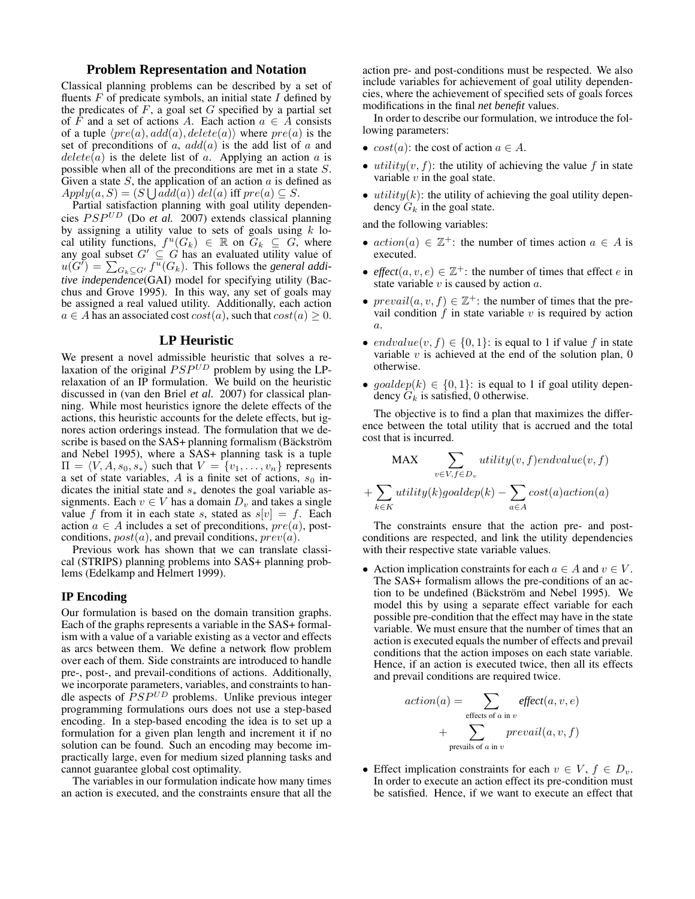## Problem Representation and Notation

Classical planning problems can be described by a set of fluents $F$ of predicate symbols, an initial state $I$ defined by the predicates of $F$, a goal set $G$ specified by a partial set of $F$ and a set of actions $A$. Each action $a \in A$ consists of a tuple $\langle pre(a), add(a), delete(a)\rangle$ where $pre(a)$ is the set of preconditions of $a$, $add(a)$ is the add list of $a$ and $delete(a)$ is the delete list of $a$. Applying an action $a$ is possible when all of the preconditions are met in a state $S$. Given a state $S$, the application of an action $a$ is defined as $Apply(a, S) = (S \bigcup add(a))\ del(a)$ iff $pre(a) \subseteq S$.

Partial satisfaction planning with goal utility dependencies $PSP^{UD}$ (Do *et al.* 2007) extends classical planning by assigning a utility value to sets of goals using $k$ local utility functions, $f^u(G_k) \in \mathbb{R}$ on $G_k \subseteq G$, where any goal subset $G' \subseteq G$ has an evaluated utility value of $u(G') = \sum_{G_k \subseteq G'} f^u(G_k)$. This follows the ***general additive independence***(GAI) model for specifying utility (Bacchus and Grove 1995). In this way, any set of goals may be assigned a real valued utility. Additionally, each action $a \in A$ has an associated cost $cost(a)$, such that $cost(a) \geq 0$.

## LP Heuristic

We present a novel admissible heuristic that solves a relaxation of the original $PSP^{UD}$ problem by using the LP-relaxation of an IP formulation. We build on the heuristic discussed in (van den Briel *et al.* 2007) for classical planning. While most heuristics ignore the delete effects of the actions, this heuristic accounts for the delete effects, but ignores action orderings instead. The formulation that we describe is based on the SAS+ planning formalism (Bäckström and Nebel 1995), where a SAS+ planning task is a tuple $\Pi = \langle V, A, s_0, s_* \rangle$ such that $V = \{v_1, \ldots, v_n\}$ represents a set of state variables, $A$ is a finite set of actions, $s_0$ indicates the initial state and $s_*$ denotes the goal variable assignments. Each $v \in V$ has a domain $D_v$ and takes a single value $f$ from it in each state $s$, stated as $s[v] = f$. Each action $a \in A$ includes a set of preconditions, $pre(a)$, post-conditions, $post(a)$, and prevail conditions, $prev(a)$.

Previous work has shown that we can translate classical (STRIPS) planning problems into SAS+ planning problems (Edelkamp and Helmert 1999).

### IP Encoding

Our formulation is based on the domain transition graphs. Each of the graphs represents a variable in the SAS+ formalism with a value of a variable existing as a vector and effects as arcs between them. We define a network flow problem over each of them. Side constraints are introduced to handle pre-, post-, and prevail-conditions of actions. Additionally, we incorporate parameters, variables, and constraints to handle aspects of $PSP^{UD}$ problems. Unlike previous integer programming formulations ours does not use a step-based encoding. In a step-based encoding the idea is to set up a formulation for a given plan length and increment it if no solution can be found. Such an encoding may become impractically large, even for medium sized planning tasks and cannot guarantee global cost optimality.

The variables in our formulation indicate how many times an action is executed, and the constraints ensure that all the action pre- and post-conditions must be respected. We also include variables for achievement of goal utility dependencies, where the achievement of specified sets of goals forces modifications in the final ***net benefit*** values.

In order to describe our formulation, we introduce the following parameters:

- $cost(a)$: the cost of action $a \in A$.
- $utility(v, f)$: the utility of achieving the value $f$ in state variable $v$ in the goal state.
- $utility(k)$: the utility of achieving the goal utility dependency $G_k$ in the goal state.

and the following variables:

- $action(a) \in \mathbb{Z}^+$: the number of times action $a \in A$ is executed.
- $effect(a, v, e) \in \mathbb{Z}^+$: the number of times that effect $e$ in state variable $v$ is caused by action $a$.
- $prevail(a, v, f) \in \mathbb{Z}^+$: the number of times that the prevail condition $f$ in state variable $v$ is required by action $a$.
- $endvalue(v, f) \in \{0, 1\}$: is equal to 1 if value $f$ in state variable $v$ is achieved at the end of the solution plan, 0 otherwise.
- $goaldep(k) \in \{0, 1\}$: is equal to 1 if goal utility dependency $G_k$ is satisfied, 0 otherwise.

The objective is to find a plan that maximizes the difference between the total utility that is accrued and the total cost that is incurred.

$$\text{MAX} \quad \sum_{v \in V, f \in D_v} utility(v, f) endvalue(v, f)$$
$$+ \sum_{k \in K} utility(k) goaldep(k) - \sum_{a \in A} cost(a) action(a)$$

The constraints ensure that the action pre- and post-conditions are respected, and link the utility dependencies with their respective state variable values.

- Action implication constraints for each $a \in A$ and $v \in V$. The SAS+ formalism allows the pre-conditions of an action to be undefined (Bäckström and Nebel 1995). We model this by using a separate effect variable for each possible pre-condition that the effect may have in the state variable. We must ensure that the number of times that an action is executed equals the number of effects and prevail conditions that the action imposes on each state variable. Hence, if an action is executed twice, then all its effects and prevail conditions are required twice.

$$action(a) = \sum_{\text{effects of } a \text{ in } v} effect(a, v, e)$$
$$+ \sum_{\text{prevails of } a \text{ in } v} prevail(a, v, f)$$

- Effect implication constraints for each $v \in V$, $f \in D_v$. In order to execute an action effect its pre-condition must be satisfied. Hence, if we want to execute an effect that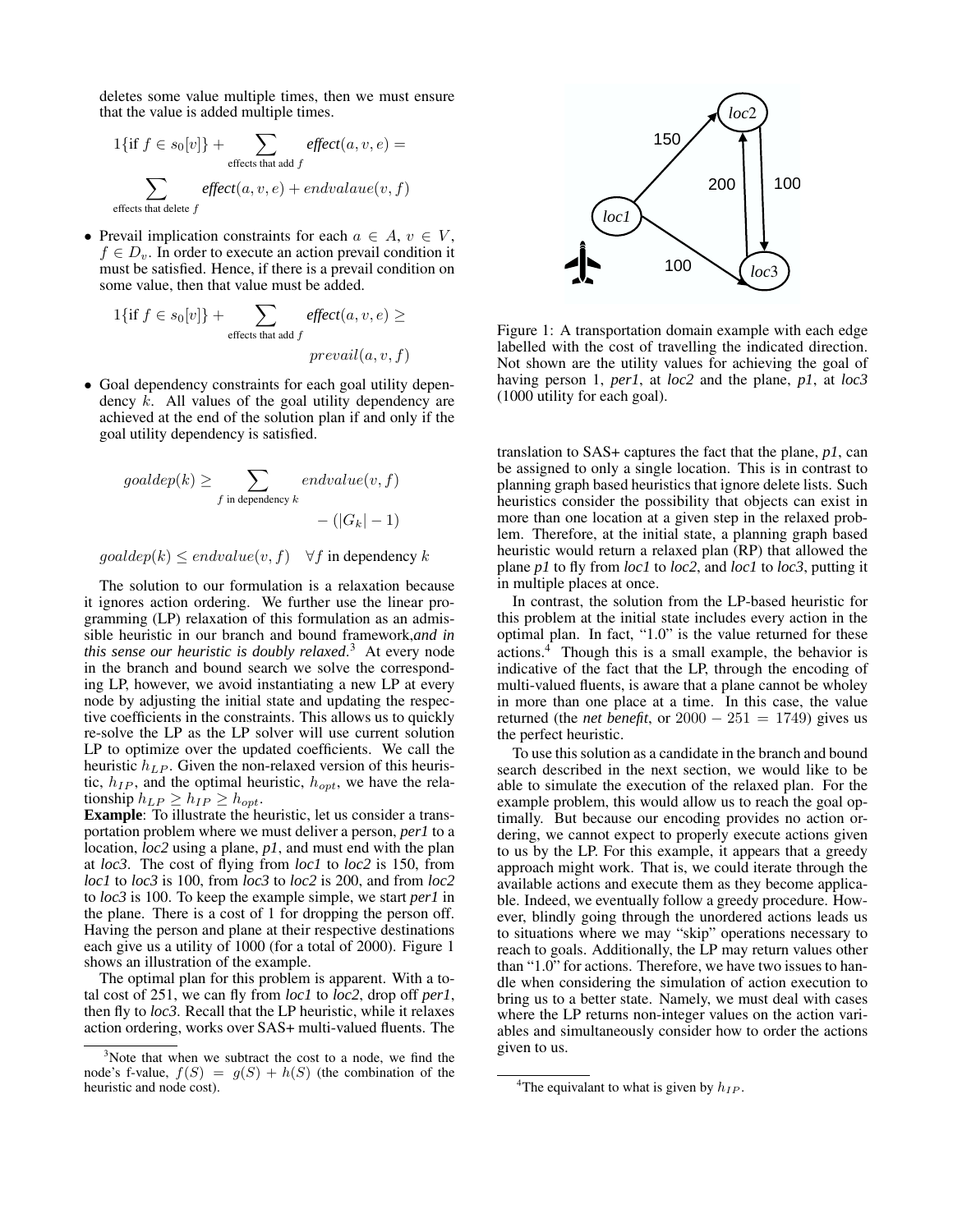deletes some value multiple times, then we must ensure that the value is added multiple times.

$$1\{\text{if } f \in s_0[v]\} + \sum_{\text{effects that add } f} \textit{effect}(a, v, e) = \sum_{\text{effects that delete } f} \textit{effect}(a, v, e) + endvalaue(v, f)$$

- Prevail implication constraints for each $a \in A$, $v \in V$, $f \in D_v$. In order to execute an action prevail condition it must be satisfied. Hence, if there is a prevail condition on some value, then that value must be added.

$$1\{\text{if } f \in s_0[v]\} + \sum_{\text{effects that add } f} \textit{effect}(a, v, e) \geq prevail(a, v, f)$$

- Goal dependency constraints for each goal utility dependency $k$. All values of the goal utility dependency are achieved at the end of the solution plan if and only if the goal utility dependency is satisfied.

$$goaldep(k) \geq \sum_{f \text{ in dependency } k} endvalue(v, f) - (|G_k| - 1)$$

$$goaldep(k) \leq endvalue(v, f) \quad \forall f \text{ in dependency } k$$

The solution to our formulation is a relaxation because it ignores action ordering. We further use the linear programming (LP) relaxation of this formulation as an admissible heuristic in our branch and bound framework,*and in this sense our heuristic is doubly relaxed*.[3] At every node in the branch and bound search we solve the corresponding LP, however, we avoid instantiating a new LP at every node by adjusting the initial state and updating the respective coefficients in the constraints. This allows us to quickly re-solve the LP as the LP solver will use current solution LP to optimize over the updated coefficients. We call the heuristic $h_{LP}$. Given the non-relaxed version of this heuristic, $h_{IP}$, and the optimal heuristic, $h_{opt}$, we have the relationship $h_{LP} \geq h_{IP} \geq h_{opt}$.

**Example**: To illustrate the heuristic, let us consider a transportation problem where we must deliver a person, *per1* to a location, *loc2* using a plane, *p1*, and must end with the plan at *loc3*. The cost of flying from *loc1* to *loc2* is 150, from *loc1* to *loc3* is 100, from *loc3* to *loc2* is 200, and from *loc2* to *loc3* is 100. To keep the example simple, we start *per1* in the plane. There is a cost of 1 for dropping the person off. Having the person and plane at their respective destinations each give us a utility of 1000 (for a total of 2000). Figure 1 shows an illustration of the example.

The optimal plan for this problem is apparent. With a total cost of 251, we can fly from *loc1* to *loc2*, drop off *per1*, then fly to *loc3*. Recall that the LP heuristic, while it relaxes action ordering, works over SAS+ multi-valued fluents. The translation to SAS+ captures the fact that the plane, *p1*, can be assigned to only a single location. This is in contrast to planning graph based heuristics that ignore delete lists. Such heuristics consider the possibility that objects can exist in more than one location at a given step in the relaxed problem. Therefore, at the initial state, a planning graph based heuristic would return a relaxed plan (RP) that allowed the plane *p1* to fly from *loc1* to *loc2*, and *loc1* to *loc3*, putting it in multiple places at once.

Figure 1: A transportation domain example with each edge labelled with the cost of travelling the indicated direction. Not shown are the utility values for achieving the goal of having person 1, *per1*, at *loc2* and the plane, *p1*, at *loc3* (1000 utility for each goal).

In contrast, the solution from the LP-based heuristic for this problem at the initial state includes every action in the optimal plan. In fact, "1.0" is the value returned for these actions.[4] Though this is a small example, the behavior is indicative of the fact that the LP, through the encoding of multi-valued fluents, is aware that a plane cannot be wholey in more than one place at a time. In this case, the value returned (the *net benefit*, or $2000 - 251 = 1749$) gives us the perfect heuristic.

To use this solution as a candidate in the branch and bound search described in the next section, we would like to be able to simulate the execution of the relaxed plan. For the example problem, this would allow us to reach the goal optimally. But because our encoding provides no action ordering, we cannot expect to properly execute actions given to us by the LP. For this example, it appears that a greedy approach might work. That is, we could iterate through the available actions and execute them as they become applicable. Indeed, we eventually follow a greedy procedure. However, blindly going through the unordered actions leads us to situations where we may "skip" operations necessary to reach to goals. Additionally, the LP may return values other than "1.0" for actions. Therefore, we have two issues to handle when considering the simulation of action execution to bring us to a better state. Namely, we must deal with cases where the LP returns non-integer values on the action variables and simultaneously consider how to order the actions given to us.

[3] Note that when we subtract the cost to a node, we find the node's f-value, $f(S) = g(S) + h(S)$ (the combination of the heuristic and node cost).

[4] The equivalant to what is given by $h_{IP}$.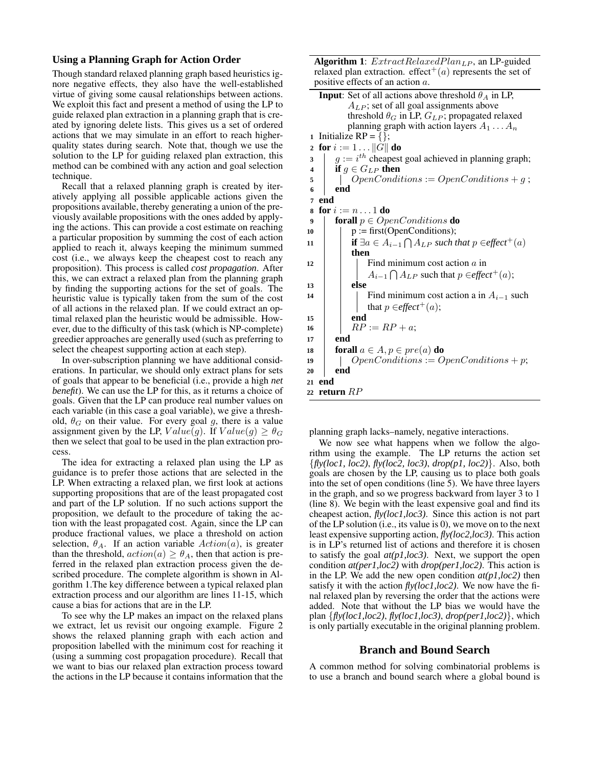### Using a Planning Graph for Action Order

Though standard relaxed planning graph based heuristics ignore negative effects, they also have the well-established virtue of giving some causal relationships between actions. We exploit this fact and present a method of using the LP to guide relaxed plan extraction in a planning graph that is created by ignoring delete lists. This gives us a set of ordered actions that we may simulate in an effort to reach higher-quality states during search. Note that, though we use the solution to the LP for guiding relaxed plan extraction, this method can be combined with any action and goal selection technique.

Recall that a relaxed planning graph is created by iteratively applying all possible applicable actions given the propositions available, thereby generating a union of the previously available propositions with the ones added by applying the actions. This can provide a cost estimate on reaching a particular proposition by summing the cost of each action applied to reach it, always keeping the minimum summed cost (i.e., we always keep the cheapest cost to reach any proposition). This process is called *cost propagation*. After this, we can extract a relaxed plan from the planning graph by finding the supporting actions for the set of goals. The heuristic value is typically taken from the sum of the cost of all actions in the relaxed plan. If we could extract an optimal relaxed plan the heuristic would be admissible. However, due to the difficulty of this task (which is NP-complete) greedier approaches are generally used (such as preferring to select the cheapest supporting action at each step).

In over-subscription planning we have additional considerations. In particular, we should only extract plans for sets of goals that appear to be beneficial (i.e., provide a high *net benefit*). We can use the LP for this, as it returns a choice of goals. Given that the LP can produce real number values on each variable (in this case a goal variable), we give a threshold, $\theta_G$ on their value. For every goal $g$, there is a value assignment given by the LP, $Value(g)$. If $Value(g) \geq \theta_G$ then we select that goal to be used in the plan extraction process.

The idea for extracting a relaxed plan using the LP as guidance is to prefer those actions that are selected in the LP. When extracting a relaxed plan, we first look at actions supporting propositions that are of the least propagated cost and part of the LP solution. If no such actions support the proposition, we default to the procedure of taking the action with the least propagated cost. Again, since the LP can produce fractional values, we place a threshold on action selection, $\theta_A$. If an action variable $Action(a)$, is greater than the threshold, $action(a) \geq \theta_A$, then that action is preferred in the relaxed plan extraction process given the described procedure. The complete algorithm is shown in Algorithm 1.The key difference between a typical relaxed plan extraction process and our algorithm are lines 11-15, which cause a bias for actions that are in the LP.

To see why the LP makes an impact on the relaxed plans we extract, let us revisit our ongoing example. Figure 2 shows the relaxed planning graph with each action and proposition labelled with the minimum cost for reaching it (using a summing cost propagation procedure). Recall that we want to bias our relaxed plan extraction process toward the actions in the LP because it contains information that the planning graph lacks–namely, negative interactions.

**Algorithm 1**: $ExtractRelaxedPlan_{LP}$, an LP-guided relaxed plan extraction. effect$^+(a)$ represents the set of positive effects of an action $a$.

```
Input: Set of all actions above threshold θ_A in LP,
       A_LP; set of all goal assignments above
       threshold θ_G in LP, G_LP; propagated relaxed
       planning graph with action layers A_1 ... A_n
1  Initialize RP = {};
2  for i := 1 ... ||G|| do
3      g := i^th cheapest goal achieved in planning graph;
4      if g ∈ G_LP then
5          OpenConditions := OpenConditions + g ;
6      end
7  end
8  for i := n ... 1 do
9      forall p ∈ OpenConditions do
10         p := first(OpenConditions);
11         if ∃a ∈ A_{i-1} ∩ A_LP such that p ∈ effect+(a)
           then
12             Find minimum cost action a in
               A_{i-1} ∩ A_LP such that p ∈ effect+(a);
13         else
14             Find minimum cost action a in A_{i-1} such
               that p ∈ effect+(a);
15         end
16         RP := RP + a;
17     end
18     forall a ∈ A, p ∈ pre(a) do
19         OpenConditions := OpenConditions + p;
20     end
21 end
22 return RP
```

We now see what happens when we follow the algorithm using the example. The LP returns the action set {*fly(loc1, loc2)*, *fly(loc2, loc3)*, *drop(p1, loc2)*}. Also, both goals are chosen by the LP, causing us to place both goals into the set of open conditions (line 5). We have three layers in the graph, and so we progress backward from layer 3 to 1 (line 8). We begin with the least expensive goal and find its cheapest action, *fly(loc1,loc3)*. Since this action is not part of the LP solution (i.e., its value is 0), we move on to the next least expensive supporting action, *fly(loc2,loc3)*. This action is in LP's returned list of actions and therefore it is chosen to satisfy the goal *at(p1,loc3)*. Next, we support the open condition *at(per1,loc2)* with *drop(per1,loc2)*. This action is in the LP. We add the new open condition *at(p1,loc2)* then satisfy it with the action *fly(loc1,loc2)*. We now have the final relaxed plan by reversing the order that the actions were added. Note that without the LP bias we would have the plan {*fly(loc1,loc2)*, *fly(loc1,loc3)*, *drop(per1,loc2)*}, which is only partially executable in the original planning problem.

## Branch and Bound Search

A common method for solving combinatorial problems is to use a branch and bound search where a global bound is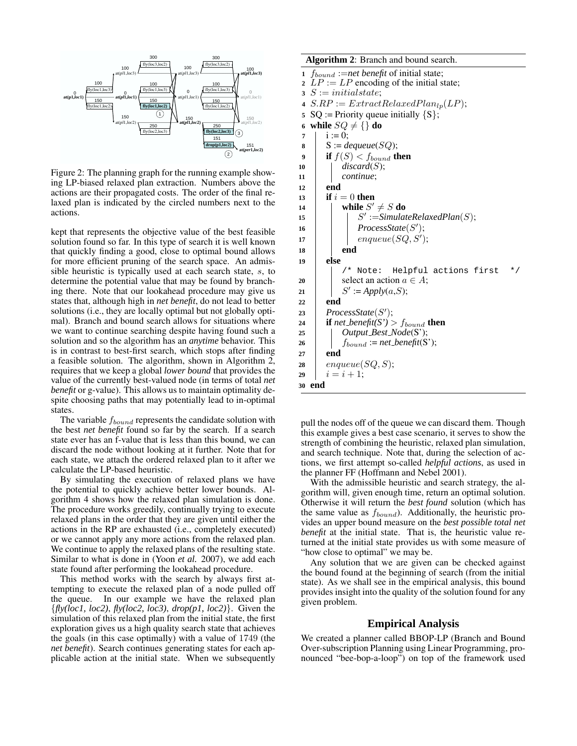Figure 2: The planning graph for the running example showing LP-biased relaxed plan extraction. Numbers above the actions are their propagated costs. The order of the final relaxed plan is indicated by the circled numbers next to the actions.

kept that represents the objective value of the best feasible solution found so far. In this type of search it is well known that quickly finding a good, close to optimal bound allows for more efficient pruning of the search space. An admissible heuristic is typically used at each search state, $s$, to determine the potential value that may be found by branching there. Note that our lookahead procedure may give us states that, although high in *net benefit*, do not lead to better solutions (i.e., they are locally optimal but not globally optimal). Branch and bound search allows for situations where we want to continue searching despite having found such a solution and so the algorithm has an *anytime* behavior. This is in contrast to best-first search, which stops after finding a feasible solution. The algorithm, shown in Algorithm 2, requires that we keep a global *lower bound* that provides the value of the currently best-valued node (in terms of total *net benefit* or g-value). This allows us to maintain optimality despite choosing paths that may potentially lead to in-optimal states.

The variable $f_{bound}$ represents the candidate solution with the best *net benefit* found so far by the search. If a search state ever has an f-value that is less than this bound, we can discard the node without looking at it further. Note that for each state, we attach the ordered relaxed plan to it after we calculate the LP-based heuristic.

By simulating the execution of relaxed plans we have the potential to quickly achieve better lower bounds. Algorithm 4 shows how the relaxed plan simulation is done. The procedure works greedily, continually trying to execute relaxed plans in the order that they are given until either the actions in the RP are exhausted (i.e., completely executed) or we cannot apply any more actions from the relaxed plan. We continue to apply the relaxed plans of the resulting state. Similar to what is done in (Yoon *et al.* 2007), we add each state found after performing the lookahead procedure.

This method works with the search by always first attempting to execute the relaxed plan of a node pulled off the queue. In our example we have the relaxed plan {*fly(loc1, loc2)*, *fly(loc2, loc3)*, *drop(p1, loc2)*}. Given the simulation of this relaxed plan from the initial state, the first exploration gives us a high quality search state that achieves the goals (in this case optimally) with a value of 1749 (the *net benefit*). Search continues generating states for each applicable action at the initial state. When we subsequently

**Algorithm 2**: Branch and bound search.

```
1  f_bound := net benefit of initial state;
2  LP := LP encoding of the initial state;
3  S := initialstate;
4  S.RP := ExtractRelaxedPlan_lp(LP);
5  SQ := Priority queue initially {S};
6  while SQ ≠ {} do
7      i := 0;
8      S := dequeue(SQ);
9      if f(S) < f_bound then
10         discard(S);
11         continue;
12     end
13     if i = 0 then
14         while S' ≠ S do
15             S' := SimulateRelaxedPlan(S);
16             ProcessState(S');
17             enqueue(SQ, S');
18         end
19     else
           /* Note:  Helpful actions first  */
20         select an action a ∈ A;
21         S' := Apply(a,S);
22     end
23     ProcessState(S');
24     if net_benefit(S') > f_bound then
25         Output_Best_Node(S');
26         f_bound := net_benefit(S');
27     end
28     enqueue(SQ, S);
29     i = i + 1;
30 end
```

pull the nodes off of the queue we can discard them. Though this example gives a best case scenario, it serves to show the strength of combining the heuristic, relaxed plan simulation, and search technique. Note that, during the selection of actions, we first attempt so-called *helpful actions*, as used in the planner FF (Hoffmann and Nebel 2001).

With the admissible heuristic and search strategy, the algorithm will, given enough time, return an optimal solution. Otherwise it will return the *best found* solution (which has the same value as $f_{bound}$). Additionally, the heuristic provides an upper bound measure on the *best possible total net benefit* at the initial state. That is, the heuristic value returned at the initial state provides us with some measure of "how close to optimal" we may be.

Any solution that we are given can be checked against the bound found at the beginning of search (from the initial state). As we shall see in the empirical analysis, this bound provides insight into the quality of the solution found for any given problem.

## Empirical Analysis

We created a planner called BBOP-LP (Branch and Bound Over-subscription Planning using Linear Programming, pronounced "bee-bop-a-loop") on top of the framework used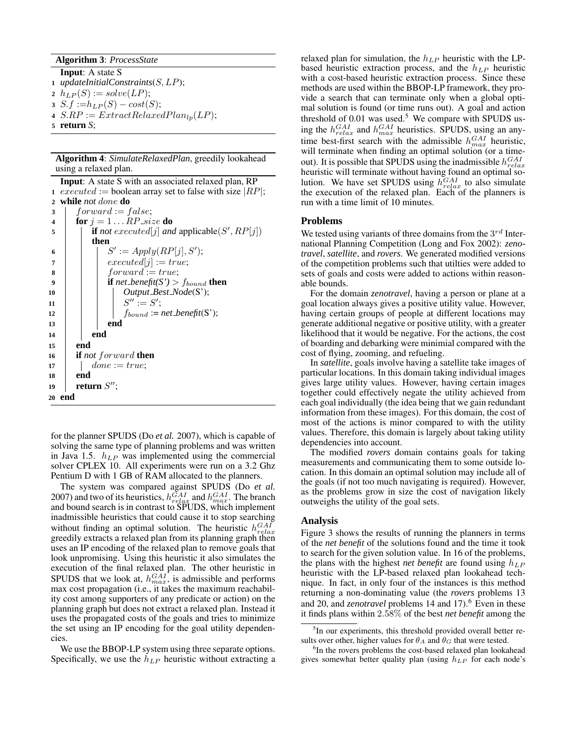**Algorithm 3**: *ProcessState*

```
Input: A state S
1 updateInitialConstraints(S, LP);
2 h_LP(S) := solve(LP);
3 S.f := h_LP(S) − cost(S);
4 S.RP := ExtractRelaxedPlan_lp(LP);
5 return S;
```

**Algorithm 4**: *SimulateRelaxedPlan*, greedily lookahead using a relaxed plan.

```
Input: A state S with an associated relaxed plan, RP
1  executed := boolean array set to false with size |RP|;
2  while not done do
3      forward := false;
4      for j = 1 ... RP_size do
5          if not executed[j] and applicable(S', RP[j]) then
6              S' := Apply(RP[j], S');
7              executed[j] := true;
8              forward := true;
9              if net_benefit(S') > f_bound then
10                 Output_Best_Node(S');
11                 S'' := S';
12                 f_bound := net_benefit(S');
13             end
14         end
15     end
16     if not forward then
17         done := true;
18     end
19     return S'';
20 end
```

for the planner SPUDS (Do *et al.* 2007), which is capable of solving the same type of planning problems and was written in Java 1.5. $h_{LP}$ was implemented using the commercial solver CPLEX 10. All experiments were run on a 3.2 Ghz Pentium D with 1 GB of RAM allocated to the planners.

The system was compared against SPUDS (Do *et al.* 2007) and two of its heuristics, $h^{GAI}_{relax}$ and $h^{GAI}_{max}$. The branch and bound search is in contrast to SPUDS, which implement inadmissible heuristics that could cause it to stop searching without finding an optimal solution. The heuristic $h^{GAI}_{relax}$ greedily extracts a relaxed plan from its planning graph then uses an IP encoding of the relaxed plan to remove goals that look unpromising. Using this heuristic it also simulates the execution of the final relaxed plan. The other heuristic in SPUDS that we look at, $h^{GAI}_{max}$, is admissible and performs max cost propagation (i.e., it takes the maximum reachability cost among supporters of any predicate or action) on the planning graph but does not extract a relaxed plan. Instead it uses the propagated costs of the goals and tries to minimize the set using an IP encoding for the goal utility dependencies.

We use the BBOP-LP system using three separate options. Specifically, we use the $h_{LP}$ heuristic without extracting a relaxed plan for simulation, the $h_{LP}$ heuristic with the LP-based heuristic extraction process, and the $h_{LP}$ heuristic with a cost-based heuristic extraction process. Since these methods are used within the BBOP-LP framework, they provide a search that can terminate only when a global optimal solution is found (or time runs out). A goal and action threshold of 0.01 was used.[5] We compare with SPUDS using the $h^{GAI}_{relax}$ and $h^{GAI}_{max}$ heuristics. SPUDS, using an anytime best-first search with the admissible $h^{GAI}_{max}$ heuristic, will terminate when finding an optimal solution (or a timeout). It is possible that SPUDS using the inadmissible $h^{GAI}_{relax}$ heuristic will terminate without having found an optimal solution. We have set SPUDS using $h^{GAI}_{relax}$ to also simulate the execution of the relaxed plan. Each of the planners is run with a time limit of 10 minutes.

## Problems

We tested using variants of three domains from the $3^{rd}$ International Planning Competition (Long and Fox 2002): *zenotravel*, *satellite*, and *rovers*. We generated modified versions of the competition problems such that utilties were added to sets of goals and costs were added to actions within reasonable bounds.

For the domain *zenotravel*, having a person or plane at a goal location always gives a positive utility value. However, having certain groups of people at different locations may generate additional negative or positive utility, with a greater likelihood that it would be negative. For the actions, the cost of boarding and debarking were minimial compared with the cost of flying, zooming, and refueling.

In *satellite*, goals involve having a satellite take images of particular locations. In this domain taking individual images gives large utility values. However, having certain images together could effectively negate the utility achieved from each goal individually (the idea being that we gain redundant information from these images). For this domain, the cost of most of the actions is minor compared to with the utility values. Therefore, this domain is largely about taking utility dependencies into account.

The modified *rovers* domain contains goals for taking measurements and communicating them to some outside location. In this domain an optimal solution may include all of the goals (if not too much navigating is required). However, as the problems grow in size the cost of navigation likely outweighs the utility of the goal sets.

## Analysis

Figure 3 shows the results of running the planners in terms of the *net benefit* of the solutions found and the time it took to search for the given solution value. In 16 of the problems, the plans with the highest *net benefit* are found using $h_{LP}$ heuristic with the LP-based relaxed plan lookahead technique. In fact, in only four of the instances is this method returning a non-dominating value (the *rovers* problems 13 and 20, and *zenotravel* problems 14 and 17).[6] Even in these it finds plans within 2.58% of the best *net benefit* among the

[5] In our experiments, this threshold provided overall better results over other, higher values for $\theta_A$ and $\theta_G$ that were tested.

[6] In the rovers problems the cost-based relaxed plan lookahead gives somewhat better quality plan (using $h_{LP}$ for each node's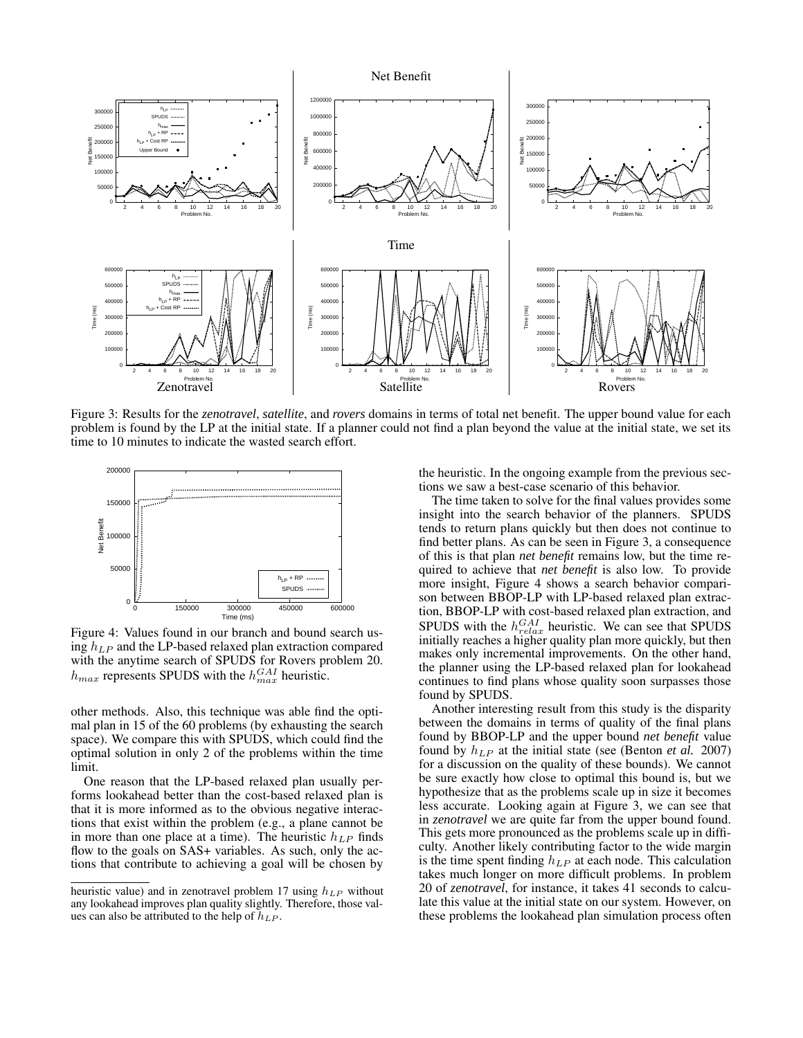Figure 3: Results for the *zenotravel*, *satellite*, and *rovers* domains in terms of total net benefit. The upper bound value for each problem is found by the LP at the initial state. If a planner could not find a plan beyond the value at the initial state, we set its time to 10 minutes to indicate the wasted search effort.

Figure 4: Values found in our branch and bound search using $h_{LP}$ and the LP-based relaxed plan extraction compared with the anytime search of SPUDS for Rovers problem 20. $h_{max}$ represents SPUDS with the $h_{max}^{GAI}$ heuristic.

other methods. Also, this technique was able find the optimal plan in 15 of the 60 problems (by exhausting the search space). We compare this with SPUDS, which could find the optimal solution in only 2 of the problems within the time limit.

One reason that the LP-based relaxed plan usually performs lookahead better than the cost-based relaxed plan is that it is more informed as to the obvious negative interactions that exist within the problem (e.g., a plane cannot be in more than one place at a time). The heuristic $h_{LP}$ finds flow to the goals on SAS+ variables. As such, only the actions that contribute to achieving a goal will be chosen by the heuristic. In the ongoing example from the previous sections we saw a best-case scenario of this behavior.

The time taken to solve for the final values provides some insight into the search behavior of the planners. SPUDS tends to return plans quickly but then does not continue to find better plans. As can be seen in Figure 3, a consequence of this is that plan *net benefit* remains low, but the time required to achieve that *net benefit* is also low. To provide more insight, Figure 4 shows a search behavior comparison between BBOP-LP with LP-based relaxed plan extraction, BBOP-LP with cost-based relaxed plan extraction, and SPUDS with the $h_{relax}^{GAI}$ heuristic. We can see that SPUDS initially reaches a higher quality plan more quickly, but then makes only incremental improvements. On the other hand, the planner using the LP-based relaxed plan for lookahead continues to find plans whose quality soon surpasses those found by SPUDS.

Another interesting result from this study is the disparity between the domains in terms of quality of the final plans found by BBOP-LP and the upper bound *net benefit* value found by $h_{LP}$ at the initial state (see (Benton *et al.* 2007) for a discussion on the quality of these bounds). We cannot be sure exactly how close to optimal this bound is, but we hypothesize that as the problems scale up in size it becomes less accurate. Looking again at Figure 3, we can see that in *zenotravel* we are quite far from the upper bound found. This gets more pronounced as the problems scale up in difficulty. Another likely contributing factor to the wide margin is the time spent finding $h_{LP}$ at each node. This calculation takes much longer on more difficult problems. In problem 20 of *zenotravel*, for instance, it takes 41 seconds to calculate this value at the initial state on our system. However, on these problems the lookahead plan simulation process often

heuristic value) and in zenotravel problem 17 using $h_{LP}$ without any lookahead improves plan quality slightly. Therefore, those values can also be attributed to the help of $h_{LP}$.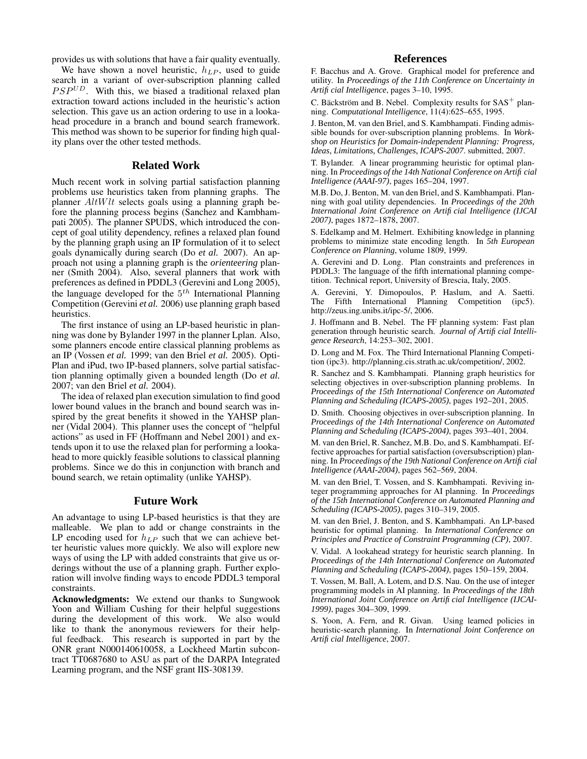provides us with solutions that have a fair quality eventually.

We have shown a novel heuristic, $h_{LP}$, used to guide search in a variant of over-subscription planning called $PSP^{UD}$. With this, we biased a traditional relaxed plan extraction toward actions included in the heuristic's action selection. This gave us an action ordering to use in a lookahead procedure in a branch and bound search framework. This method was shown to be superior for finding high quality plans over the other tested methods.

## Related Work

Much recent work in solving partial satisfaction planning problems use heuristics taken from planning graphs. The planner $AltWlt$ selects goals using a planning graph before the planning process begins (Sanchez and Kambhampati 2005). The planner SPUDS, which introduced the concept of goal utility dependency, refines a relaxed plan found by the planning graph using an IP formulation of it to select goals dynamically during search (Do *et al.* 2007). An approach not using a planning graph is the *orienteering* planner (Smith 2004). Also, several planners that work with preferences as defined in PDDL3 (Gerevini and Long 2005), the language developed for the $5^{th}$ International Planning Competition (Gerevini *et al.* 2006) use planning graph based heuristics.

The first instance of using an LP-based heuristic in planning was done by Bylander 1997 in the planner Lplan. Also, some planners encode entire classical planning problems as an IP (Vossen *et al.* 1999; van den Briel *et al.* 2005). OptiPlan and iPud, two IP-based planners, solve partial satisfaction planning optimally given a bounded length (Do *et al.* 2007; van den Briel *et al.* 2004).

The idea of relaxed plan execution simulation to find good lower bound values in the branch and bound search was inspired by the great benefits it showed in the YAHSP planner (Vidal 2004). This planner uses the concept of "helpful actions" as used in FF (Hoffmann and Nebel 2001) and extends upon it to use the relaxed plan for performing a lookahead to more quickly feasible solutions to classical planning problems. Since we do this in conjunction with branch and bound search, we retain optimality (unlike YAHSP).

## Future Work

An advantage to using LP-based heuristics is that they are malleable. We plan to add or change constraints in the LP encoding used for $h_{LP}$ such that we can achieve better heuristic values more quickly. We also will explore new ways of using the LP with added constraints that give us orderings without the use of a planning graph. Further exploration will involve finding ways to encode PDDL3 temporal constraints.

**Acknowledgments:** We extend our thanks to Sungwook Yoon and William Cushing for their helpful suggestions during the development of this work. We also would like to thank the anonymous reviewers for their helpful feedback. This research is supported in part by the ONR grant N000140610058, a Lockheed Martin subcontract TT0687680 to ASU as part of the DARPA Integrated Learning program, and the NSF grant IIS-308139.

## References

F. Bacchus and A. Grove. Graphical model for preference and utility. In *Proceedings of the 11th Conference on Uncertainty in Artificial Intelligence*, pages 3–10, 1995.

C. Bäckström and B. Nebel. Complexity results for $SAS^+$ planning. *Computational Intelligence*, 11(4):625–655, 1995.

J. Benton, M. van den Briel, and S. Kambhampati. Finding admissible bounds for over-subscription planning problems. In *Workshop on Heuristics for Domain-independent Planning: Progress, Ideas, Limitations, Challenges, ICAPS-2007*. submitted, 2007.

T. Bylander. A linear programming heuristic for optimal planning. In *Proceedings of the 14th National Conference on Artificial Intelligence (AAAI-97)*, pages 165–204, 1997.

M.B. Do, J. Benton, M. van den Briel, and S. Kambhampati. Planning with goal utility dependencies. In *Proceedings of the 20th International Joint Conference on Artificial Intelligence (IJCAI 2007)*, pages 1872–1878, 2007.

S. Edelkamp and M. Helmert. Exhibiting knowledge in planning problems to minimize state encoding length. In *5th European Conference on Planning*, volume 1809, 1999.

A. Gerevini and D. Long. Plan constraints and preferences in PDDL3: The language of the fifth international planning competition. Technical report, University of Brescia, Italy, 2005.

A. Gerevini, Y. Dimopoulos, P. Haslum, and A. Saetti. The Fifth International Planning Competition (ipc5). http://zeus.ing.unibs.it/ipc-5/, 2006.

J. Hoffmann and B. Nebel. The FF planning system: Fast plan generation through heuristic search. *Journal of Artificial Intelligence Research*, 14:253–302, 2001.

D. Long and M. Fox. The Third International Planning Competition (ipc3). http://planning.cis.strath.ac.uk/competition/, 2002.

R. Sanchez and S. Kambhampati. Planning graph heuristics for selecting objectives in over-subscription planning problems. In *Proceedings of the 15th International Conference on Automated Planning and Scheduling (ICAPS-2005)*, pages 192–201, 2005.

D. Smith. Choosing objectives in over-subscription planning. In *Proceedings of the 14th International Conference on Automated Planning and Scheduling (ICAPS-2004)*, pages 393–401, 2004.

M. van den Briel, R. Sanchez, M.B. Do, and S. Kambhampati. Effective approaches for partial satisfaction (oversubscription) planning. In *Proceedings of the 19th National Conference on Artificial Intelligence (AAAI-2004)*, pages 562–569, 2004.

M. van den Briel, T. Vossen, and S. Kambhampati. Reviving integer programming approaches for AI planning. In *Proceedings of the 15th International Conference on Automated Planning and Scheduling (ICAPS-2005)*, pages 310–319, 2005.

M. van den Briel, J. Benton, and S. Kambhampati. An LP-based heuristic for optimal planning. In *International Conference on Principles and Practice of Constraint Programming (CP)*, 2007.

V. Vidal. A lookahead strategy for heuristic search planning. In *Proceedings of the 14th International Conference on Automated Planning and Scheduling (ICAPS-2004)*, pages 150–159, 2004.

T. Vossen, M. Ball, A. Lotem, and D.S. Nau. On the use of integer programming models in AI planning. In *Proceedings of the 18th International Joint Conference on Artificial Intelligence (IJCAI-1999)*, pages 304–309, 1999.

S. Yoon, A. Fern, and R. Givan. Using learned policies in heuristic-search planning. In *International Joint Conference on Artificial Intelligence*, 2007.